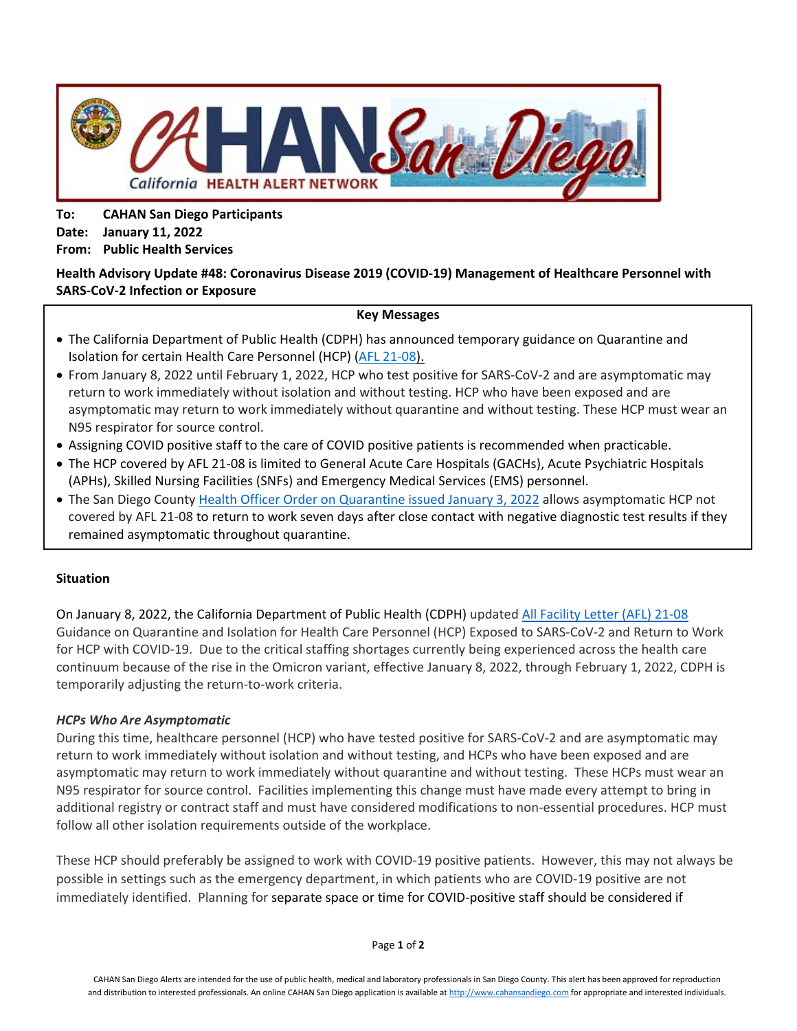**To:** **CAHAN San Diego Participants**
**Date:** **January 11, 2022**
**From:** **Public Health Services**

**Health Advisory Update #48: Coronavirus Disease 2019 (COVID-19) Management of Healthcare Personnel with SARS-CoV-2 Infection or Exposure**

**Key Messages**

- The California Department of Public Health (CDPH) has announced temporary guidance on Quarantine and Isolation for certain Health Care Personnel (HCP) (AFL 21-08).
- From January 8, 2022 until February 1, 2022, HCP who test positive for SARS-CoV-2 and are asymptomatic may return to work immediately without isolation and without testing. HCP who have been exposed and are asymptomatic may return to work immediately without quarantine and without testing. These HCP must wear an N95 respirator for source control.
- Assigning COVID positive staff to the care of COVID positive patients is recommended when practicable.
- The HCP covered by AFL 21-08 is limited to General Acute Care Hospitals (GACHs), Acute Psychiatric Hospitals (APHs), Skilled Nursing Facilities (SNFs) and Emergency Medical Services (EMS) personnel.
- The San Diego County Health Officer Order on Quarantine issued January 3, 2022 allows asymptomatic HCP not covered by AFL 21-08 to return to work seven days after close contact with negative diagnostic test results if they remained asymptomatic throughout quarantine.

**Situation**

On January 8, 2022, the California Department of Public Health (CDPH) updated All Facility Letter (AFL) 21-08 Guidance on Quarantine and Isolation for Health Care Personnel (HCP) Exposed to SARS-CoV-2 and Return to Work for HCP with COVID-19. Due to the critical staffing shortages currently being experienced across the health care continuum because of the rise in the Omicron variant, effective January 8, 2022, through February 1, 2022, CDPH is temporarily adjusting the return-to-work criteria.

***HCPs Who Are Asymptomatic***

During this time, healthcare personnel (HCP) who have tested positive for SARS-CoV-2 and are asymptomatic may return to work immediately without isolation and without testing, and HCPs who have been exposed and are asymptomatic may return to work immediately without quarantine and without testing. These HCPs must wear an N95 respirator for source control. Facilities implementing this change must have made every attempt to bring in additional registry or contract staff and must have considered modifications to non-essential procedures. HCP must follow all other isolation requirements outside of the workplace.

These HCP should preferably be assigned to work with COVID-19 positive patients. However, this may not always be possible in settings such as the emergency department, in which patients who are COVID-19 positive are not immediately identified. Planning for separate space or time for COVID-positive staff should be considered if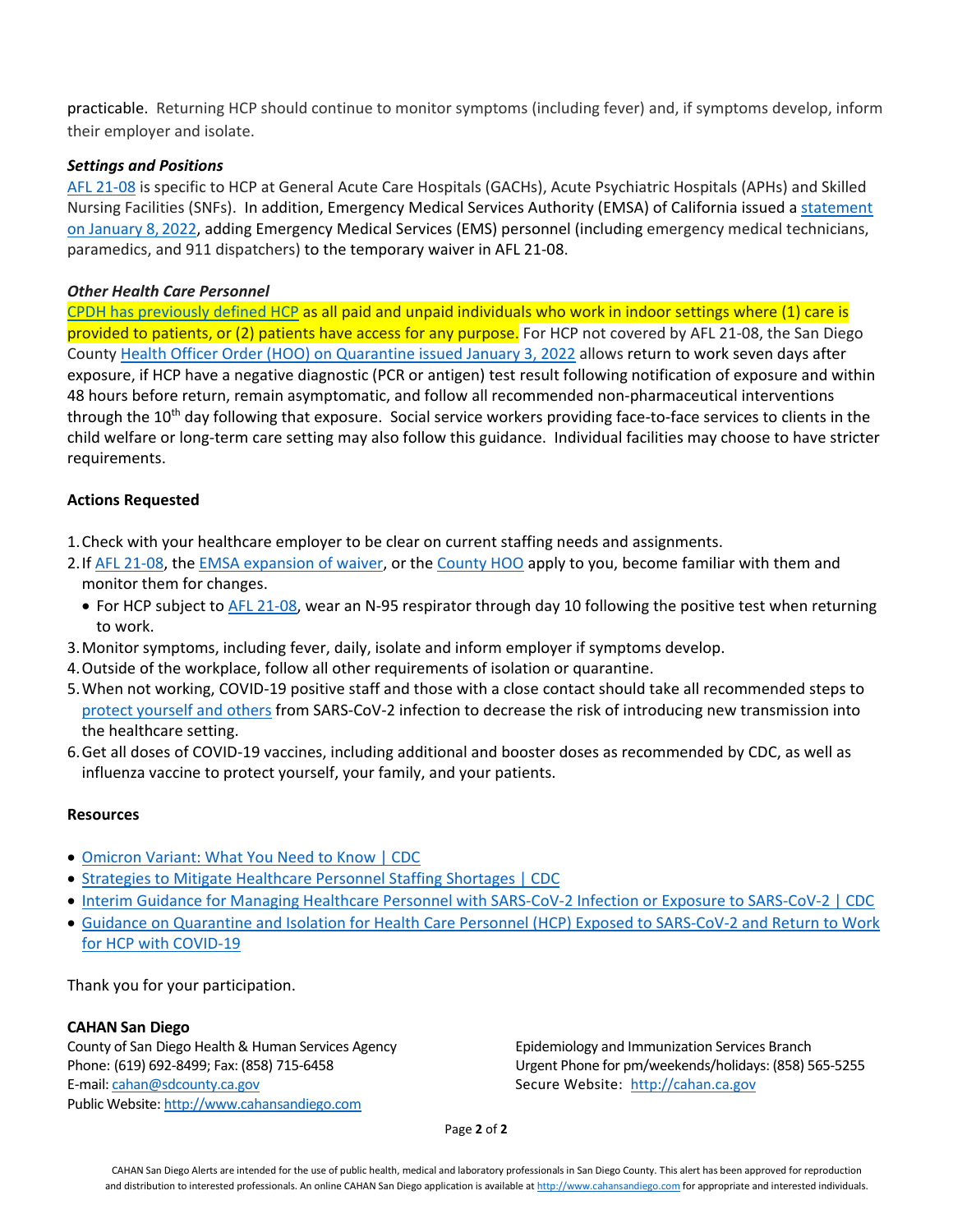practicable. Returning HCP should continue to monitor symptoms (including fever) and, if symptoms develop, inform their employer and isolate.

***Settings and Positions***

AFL 21-08 is specific to HCP at General Acute Care Hospitals (GACHs), Acute Psychiatric Hospitals (APHs) and Skilled Nursing Facilities (SNFs). In addition, Emergency Medical Services Authority (EMSA) of California issued a statement on January 8, 2022, adding Emergency Medical Services (EMS) personnel (including emergency medical technicians, paramedics, and 911 dispatchers) to the temporary waiver in AFL 21-08.

***Other Health Care Personnel***

CPDH has previously defined HCP as all paid and unpaid individuals who work in indoor settings where (1) care is provided to patients, or (2) patients have access for any purpose. For HCP not covered by AFL 21-08, the San Diego County Health Officer Order (HOO) on Quarantine issued January 3, 2022 allows return to work seven days after exposure, if HCP have a negative diagnostic (PCR or antigen) test result following notification of exposure and within 48 hours before return, remain asymptomatic, and follow all recommended non-pharmaceutical interventions through the 10th day following that exposure. Social service workers providing face-to-face services to clients in the child welfare or long-term care setting may also follow this guidance. Individual facilities may choose to have stricter requirements.

**Actions Requested**

1. Check with your healthcare employer to be clear on current staffing needs and assignments.
2. If AFL 21-08, the EMSA expansion of waiver, or the County HOO apply to you, become familiar with them and monitor them for changes.
   - For HCP subject to AFL 21-08, wear an N-95 respirator through day 10 following the positive test when returning to work.
3. Monitor symptoms, including fever, daily, isolate and inform employer if symptoms develop.
4. Outside of the workplace, follow all other requirements of isolation or quarantine.
5. When not working, COVID-19 positive staff and those with a close contact should take all recommended steps to protect yourself and others from SARS-CoV-2 infection to decrease the risk of introducing new transmission into the healthcare setting.
6. Get all doses of COVID-19 vaccines, including additional and booster doses as recommended by CDC, as well as influenza vaccine to protect yourself, your family, and your patients.

**Resources**

- Omicron Variant: What You Need to Know | CDC
- Strategies to Mitigate Healthcare Personnel Staffing Shortages | CDC
- Interim Guidance for Managing Healthcare Personnel with SARS-CoV-2 Infection or Exposure to SARS-CoV-2 | CDC
- Guidance on Quarantine and Isolation for Health Care Personnel (HCP) Exposed to SARS-CoV-2 and Return to Work for HCP with COVID-19

Thank you for your participation.

**CAHAN San Diego**

County of San Diego Health & Human Services Agency
Phone: (619) 692-8499; Fax: (858) 715-6458
E-mail: cahan@sdcounty.ca.gov
Public Website: http://www.cahansandiego.com

Epidemiology and Immunization Services Branch
Urgent Phone for pm/weekends/holidays: (858) 565-5255
Secure Website: http://cahan.ca.gov

CAHAN San Diego Alerts are intended for the use of public health, medical and laboratory professionals in San Diego County. This alert has been approved for reproduction and distribution to interested professionals. An online CAHAN San Diego application is available at http://www.cahansandiego.com for appropriate and interested individuals.